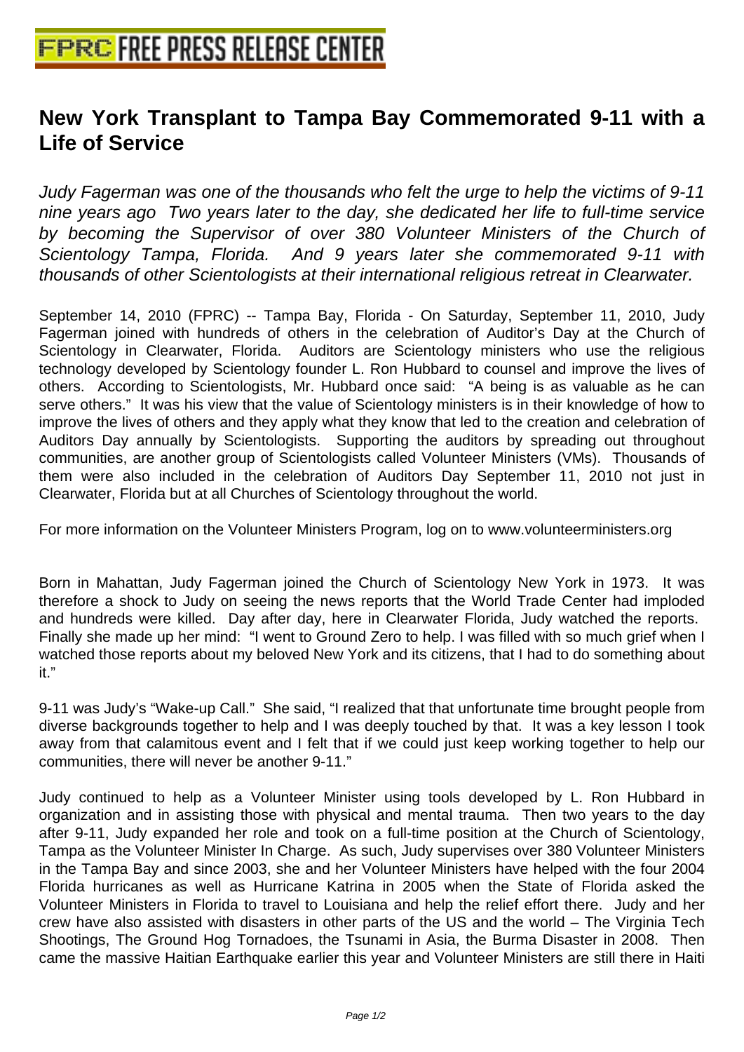# New York Transplant to Tampa Bay Commemorated 9-11 with a Life of Service

*Judy Fagerman was one of the thousands who felt the urge to help the victims of 9-11 nine years ago  Two years later to the day, she dedicated her life to full-time service by becoming the Supervisor of over 380 Volunteer Ministers of the Church of Scientology Tampa, Florida.  And 9 years later she commemorated 9-11 with thousands of other Scientologists at their international religious retreat in Clearwater.*

September 14, 2010 (FPRC) -- Tampa Bay, Florida - On Saturday, September 11, 2010, Judy Fagerman joined with hundreds of others in the celebration of Auditor's Day at the Church of Scientology in Clearwater, Florida.  Auditors are Scientology ministers who use the religious technology developed by Scientology founder L. Ron Hubbard to counsel and improve the lives of others.  According to Scientologists, Mr. Hubbard once said:  "A being is as valuable as he can serve others."  It was his view that the value of Scientology ministers is in their knowledge of how to improve the lives of others and they apply what they know that led to the creation and celebration of Auditors Day annually by Scientologists.  Supporting the auditors by spreading out throughout communities, are another group of Scientologists called Volunteer Ministers (VMs).  Thousands of them were also included in the celebration of Auditors Day September 11, 2010 not just in Clearwater, Florida but at all Churches of Scientology throughout the world.

For more information on the Volunteer Ministers Program, log on to www.volunteerministers.org

Born in Mahattan, Judy Fagerman joined the Church of Scientology New York in 1973.  It was therefore a shock to Judy on seeing the news reports that the World Trade Center had imploded and hundreds were killed.  Day after day, here in Clearwater Florida, Judy watched the reports.  Finally she made up her mind:  "I went to Ground Zero to help. I was filled with so much grief when I watched those reports about my beloved New York and its citizens, that I had to do something about it."

9-11 was Judy's "Wake-up Call."  She said, "I realized that that unfortunate time brought people from diverse backgrounds together to help and I was deeply touched by that.  It was a key lesson I took away from that calamitous event and I felt that if we could just keep working together to help our communities, there will never be another 9-11."

Judy continued to help as a Volunteer Minister using tools developed by L. Ron Hubbard in organization and in assisting those with physical and mental trauma.  Then two years to the day after 9-11, Judy expanded her role and took on a full-time position at the Church of Scientology, Tampa as the Volunteer Minister In Charge.  As such, Judy supervises over 380 Volunteer Ministers in the Tampa Bay and since 2003, she and her Volunteer Ministers have helped with the four 2004 Florida hurricanes as well as Hurricane Katrina in 2005 when the State of Florida asked the Volunteer Ministers in Florida to travel to Louisiana and help the relief effort there.  Judy and her crew have also assisted with disasters in other parts of the US and the world – The Virginia Tech Shootings, The Ground Hog Tornadoes, the Tsunami in Asia, the Burma Disaster in 2008.  Then came the massive Haitian Earthquake earlier this year and Volunteer Ministers are still there in Haiti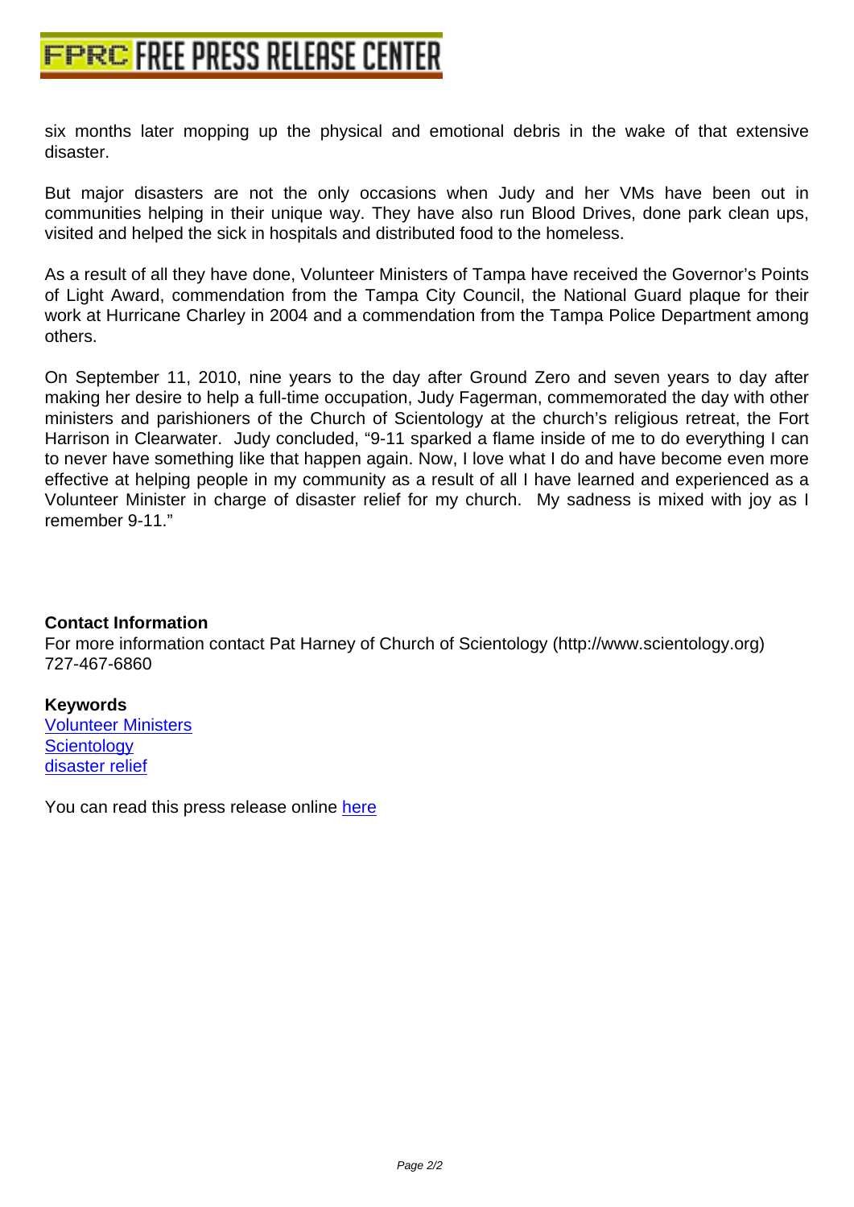six months later mopping up the physical and emotional debris in the wake of that extensive disaster.

But major disasters are not the only occasions when Judy and her VMs have been out in communities helping in their unique way. They have also run Blood Drives, done park clean ups, visited and helped the sick in hospitals and distributed food to the homeless.

As a result of all they have done, Volunteer Ministers of Tampa have received the Governor's Points of Light Award, commendation from the Tampa City Council, the National Guard plaque for their work at Hurricane Charley in 2004 and a commendation from the Tampa Police Department among others.

On September 11, 2010, nine years to the day after Ground Zero and seven years to day after making her desire to help a full-time occupation, Judy Fagerman, commemorated the day with other ministers and parishioners of the Church of Scientology at the church's religious retreat, the Fort Harrison in Clearwater. Judy concluded, "9-11 sparked a flame inside of me to do everything I can to never have something like that happen again. Now, I love what I do and have become even more effective at helping people in my community as a result of all I have learned and experienced as a Volunteer Minister in charge of disaster relief for my church. My sadness is mixed with joy as I remember 9-11."

**Contact Information**
For more information contact Pat Harney of Church of Scientology (http://www.scientology.org)
727-467-6860

**Keywords**
Volunteer Ministers
Scientology
disaster relief

You can read this press release online here